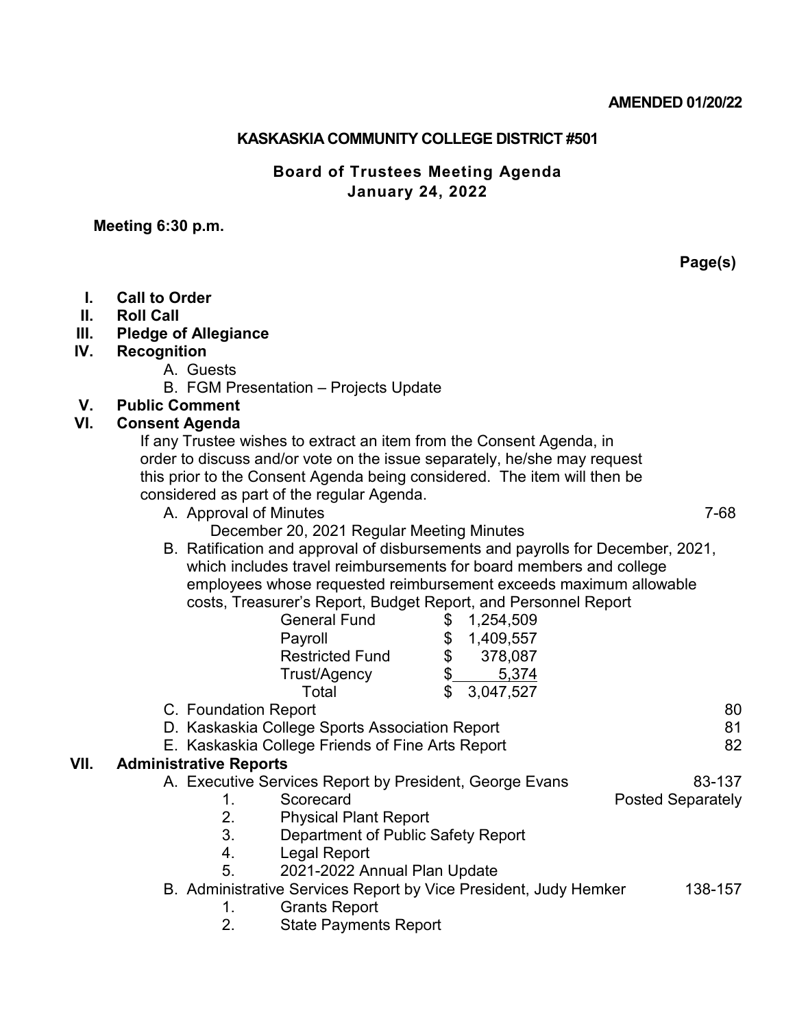**AMENDED 01/20/22**

# KASKASKIA COMMUNITY COLLEGE DISTRICT #501

## Board of Trustees Meeting Agenda
## January 24, 2022

**Meeting 6:30 p.m.**

**Page(s)**

**I. Call to Order**

**II. Roll Call**

**III. Pledge of Allegiance**

**IV. Recognition**

- A. Guests
- B. FGM Presentation – Projects Update

**V. Public Comment**

**VI. Consent Agenda**

If any Trustee wishes to extract an item from the Consent Agenda, in order to discuss and/or vote on the issue separately, he/she may request this prior to the Consent Agenda being considered. The item will then be considered as part of the regular Agenda.

- A. Approval of Minutes — 7-68
  - December 20, 2021 Regular Meeting Minutes
- B. Ratification and approval of disbursements and payrolls for December, 2021, which includes travel reimbursements for board members and college employees whose requested reimbursement exceeds maximum allowable costs, Treasurer's Report, Budget Report, and Personnel Report

| | |
|---|---|
| General Fund | $ 1,254,509 |
| Payroll | $ 1,409,557 |
| Restricted Fund | $ 378,087 |
| Trust/Agency | $ 5,374 |
| Total | $ 3,047,527 |

- C. Foundation Report — 80
- D. Kaskaskia College Sports Association Report — 81
- E. Kaskaskia College Friends of Fine Arts Report — 82

**VII. Administrative Reports**

- A. Executive Services Report by President, George Evans — 83-137
  1. Scorecard — Posted Separately
  2. Physical Plant Report
  3. Department of Public Safety Report
  4. Legal Report
  5. 2021-2022 Annual Plan Update
- B. Administrative Services Report by Vice President, Judy Hemker — 138-157
  1. Grants Report
  2. State Payments Report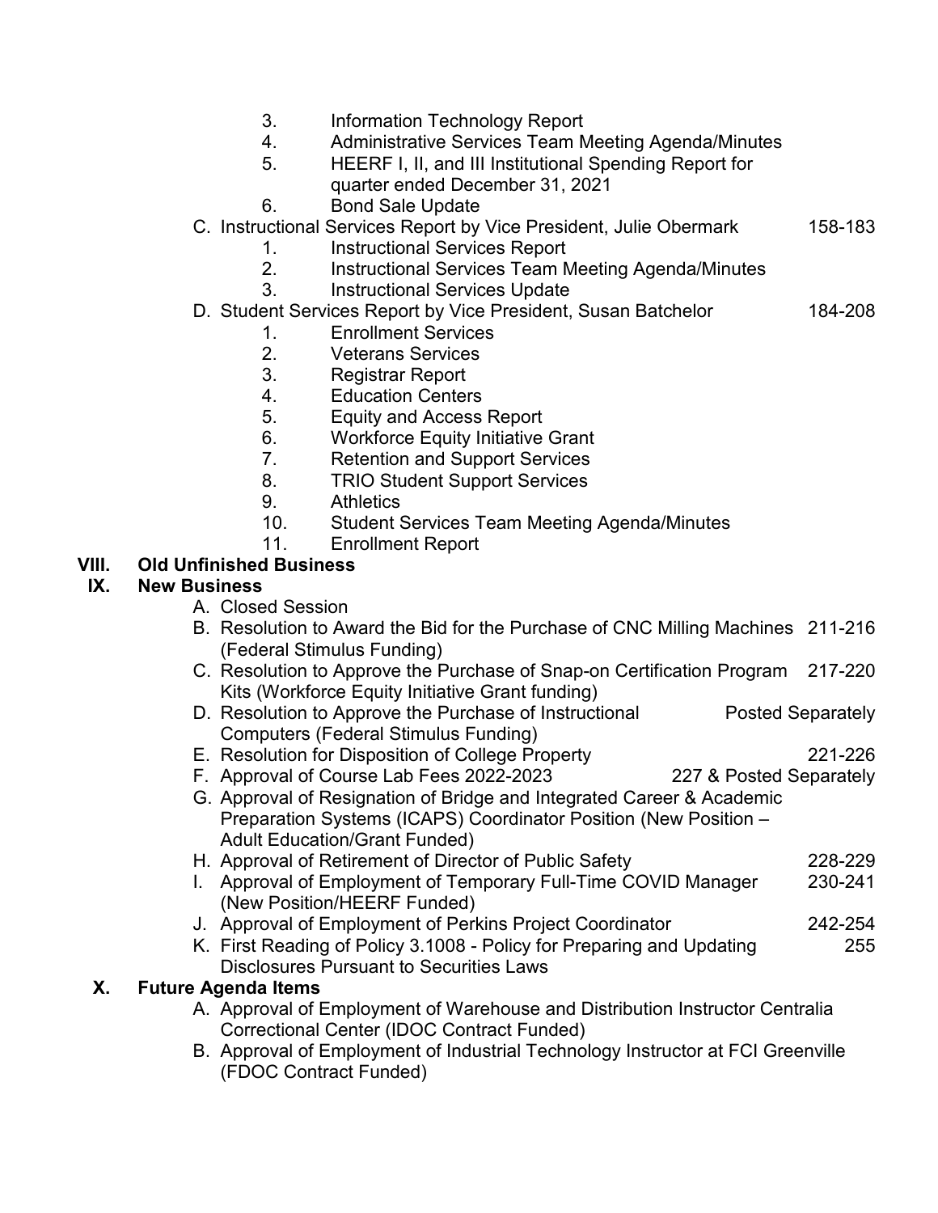3. Information Technology Report
4. Administrative Services Team Meeting Agenda/Minutes
5. HEERF I, II, and III Institutional Spending Report for quarter ended December 31, 2021
6. Bond Sale Update

C. Instructional Services Report by Vice President, Julie Obermark — 158-183
1. Instructional Services Report
2. Instructional Services Team Meeting Agenda/Minutes
3. Instructional Services Update

D. Student Services Report by Vice President, Susan Batchelor — 184-208
1. Enrollment Services
2. Veterans Services
3. Registrar Report
4. Education Centers
5. Equity and Access Report
6. Workforce Equity Initiative Grant
7. Retention and Support Services
8. TRIO Student Support Services
9. Athletics
10. Student Services Team Meeting Agenda/Minutes
11. Enrollment Report

**VIII. Old Unfinished Business**

**IX. New Business**

A. Closed Session
B. Resolution to Award the Bid for the Purchase of CNC Milling Machines (Federal Stimulus Funding) — 211-216
C. Resolution to Approve the Purchase of Snap-on Certification Program Kits (Workforce Equity Initiative Grant funding) — 217-220
D. Resolution to Approve the Purchase of Instructional Computers (Federal Stimulus Funding) — Posted Separately
E. Resolution for Disposition of College Property — 221-226
F. Approval of Course Lab Fees 2022-2023 — 227 & Posted Separately
G. Approval of Resignation of Bridge and Integrated Career & Academic Preparation Systems (ICAPS) Coordinator Position (New Position – Adult Education/Grant Funded)
H. Approval of Retirement of Director of Public Safety — 228-229
I. Approval of Employment of Temporary Full-Time COVID Manager (New Position/HEERF Funded) — 230-241
J. Approval of Employment of Perkins Project Coordinator — 242-254
K. First Reading of Policy 3.1008 - Policy for Preparing and Updating Disclosures Pursuant to Securities Laws — 255

**X. Future Agenda Items**

A. Approval of Employment of Warehouse and Distribution Instructor Centralia Correctional Center (IDOC Contract Funded)
B. Approval of Employment of Industrial Technology Instructor at FCI Greenville (FDOC Contract Funded)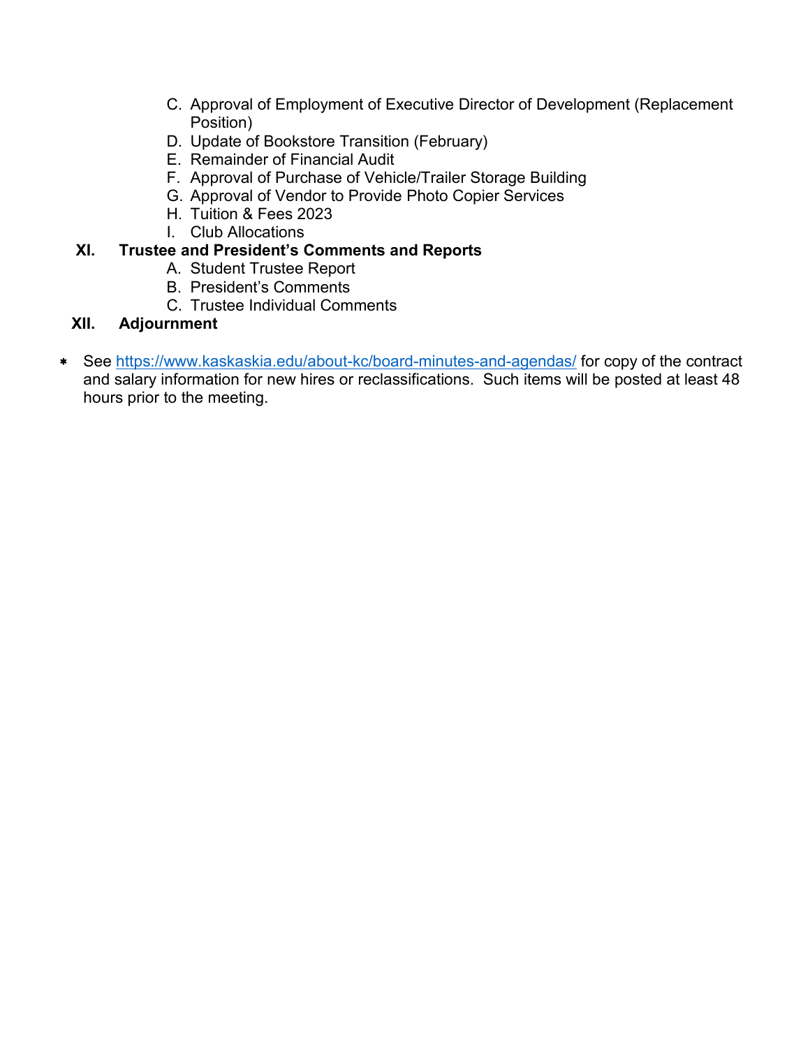C. Approval of Employment of Executive Director of Development (Replacement Position)
   D. Update of Bookstore Transition (February)
   E. Remainder of Financial Audit
   F. Approval of Purchase of Vehicle/Trailer Storage Building
   G. Approval of Vendor to Provide Photo Copier Services
   H. Tuition & Fees 2023
   I. Club Allocations

**XI. Trustee and President's Comments and Reports**

   A. Student Trustee Report
   B. President's Comments
   C. Trustee Individual Comments

**XII. Adjournment**

* See https://www.kaskaskia.edu/about-kc/board-minutes-and-agendas/ for copy of the contract and salary information for new hires or reclassifications. Such items will be posted at least 48 hours prior to the meeting.